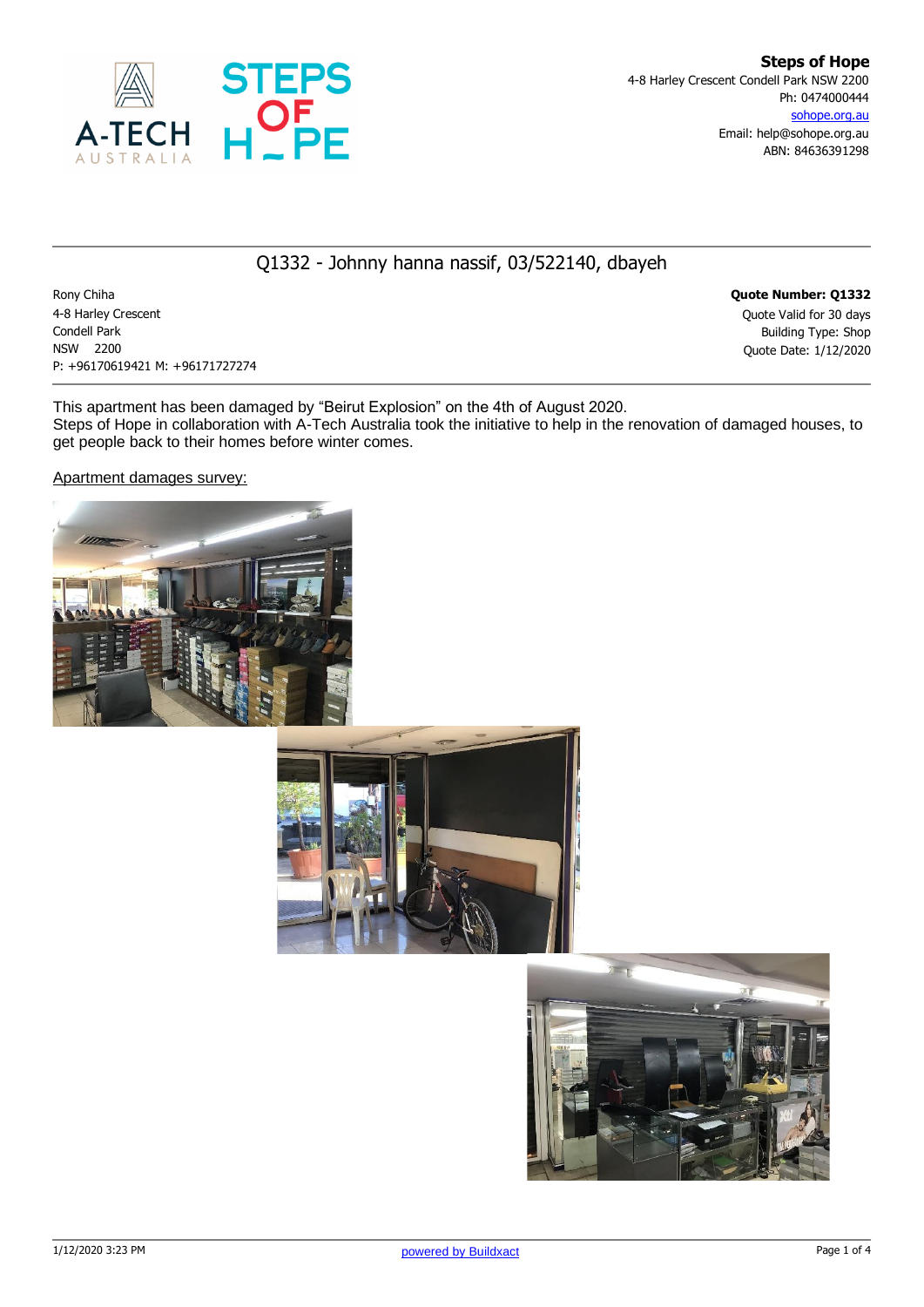**Steps of Hope**
4-8 Harley Crescent Condell Park NSW 2200
Ph: 0474000444
sohope.org.au
Email: help@sohope.org.au
ABN: 84636391298

## Q1332 - Johnny hanna nassif, 03/522140, dbayeh

Rony Chiha
4-8 Harley Crescent
Condell Park
NSW 2200
P: +96170619421 M: +96171727274

**Quote Number: Q1332**
Quote Valid for 30 days
Building Type: Shop
Quote Date: 1/12/2020

This apartment has been damaged by "Beirut Explosion" on the 4th of August 2020.
Steps of Hope in collaboration with A-Tech Australia took the initiative to help in the renovation of damaged houses, to get people back to their homes before winter comes.

Apartment damages survey: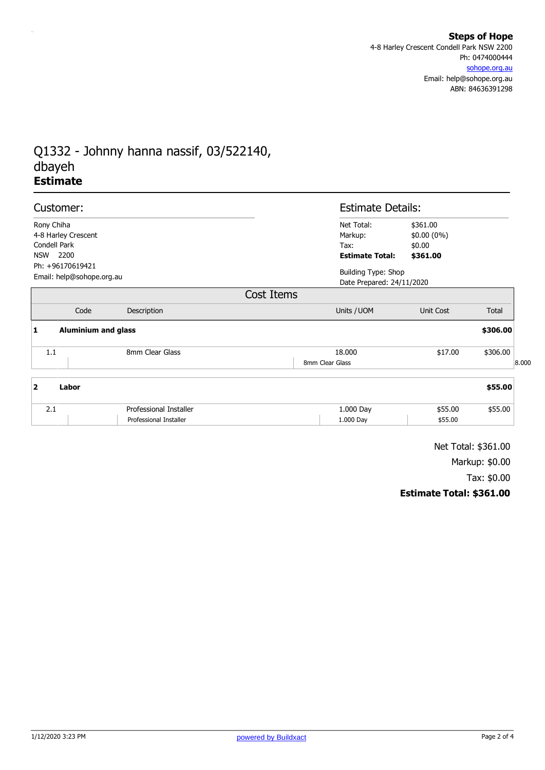**Steps of Hope**
4-8 Harley Crescent Condell Park NSW 2200
Ph: 0474000444
sohope.org.au
Email: help@sohope.org.au
ABN: 84636391298

# Q1332 - Johnny hanna nassif, 03/522140, dbayeh
## Estimate

### Customer:

Rony Chiha
4-8 Harley Crescent
Condell Park
NSW 2200
Ph: +96170619421
Email: help@sohope.org.au

### Estimate Details:

| | |
|---|---|
| Net Total: | $361.00 |
| Markup: | $0.00 (0%) |
| Tax: | $0.00 |
| **Estimate Total:** | **$361.00** |

Building Type: Shop
Date Prepared: 24/11/2020

### Cost Items

| | Code | Description | Units / UOM | Unit Cost | Total |
|---|---|---|---|---|---|
| **1** | **Aluminium and glass** | | | | **$306.00** |
| 1.1 | | 8mm Clear Glass | 18.000<br>8mm Clear Glass | $17.00 | $306.00<br>8.000 |
| **2** | **Labor** | | | | **$55.00** |
| 2.1 | | Professional Installer<br>Professional Installer | 1.000 Day<br>1.000 Day | $55.00<br>$55.00 | $55.00 |

Net Total: $361.00
Markup: $0.00
Tax: $0.00
**Estimate Total: $361.00**

1/12/2020 3:23 PM

powered by Buildxact